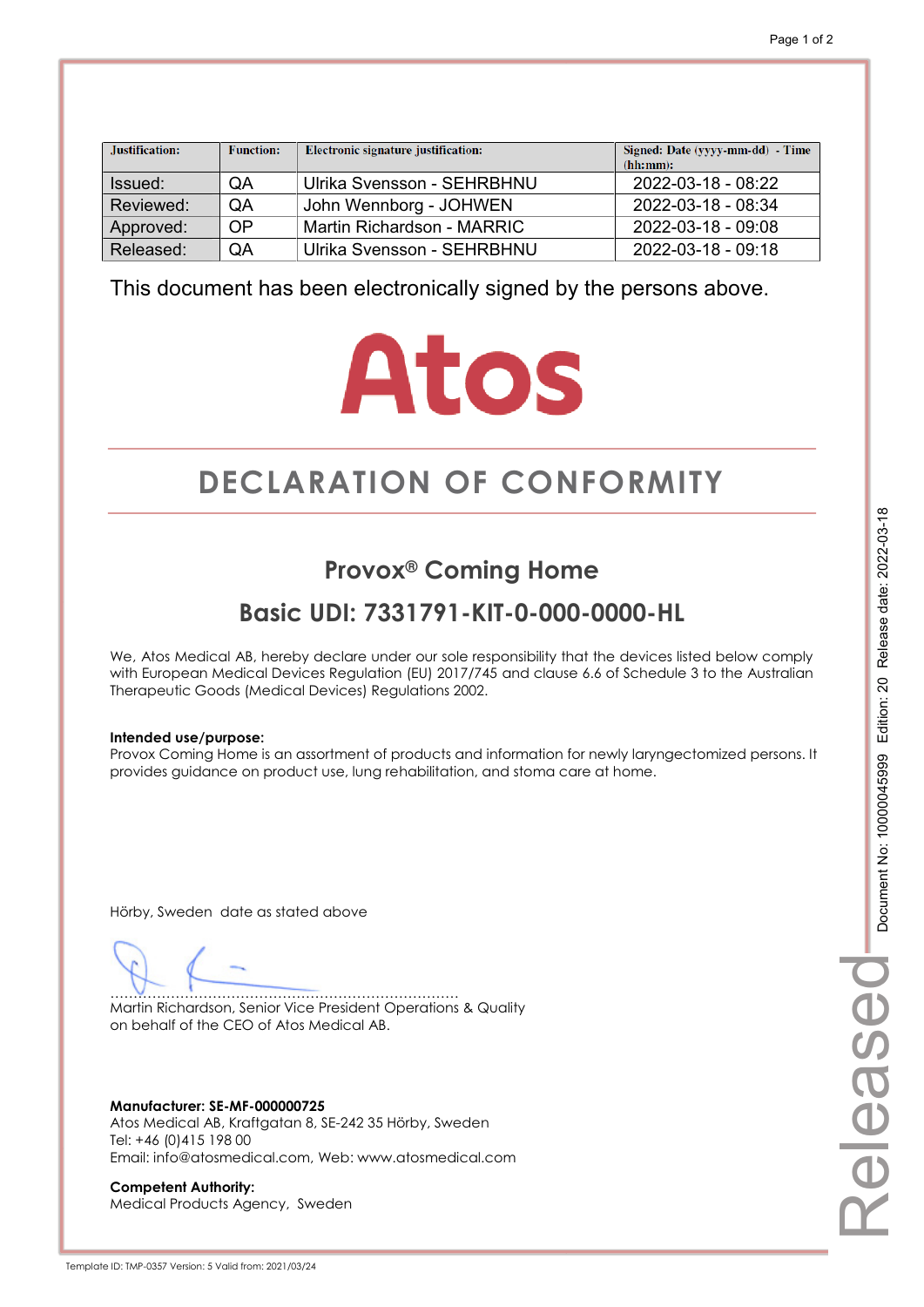| Justification: | Function: | Electronic signature justification: | Signed: Date (yyyy-mm-dd) - Time (hh:mm): |
|---|---|---|---|
| Issued: | QA | Ulrika Svensson - SEHRBHNU | 2022-03-18 - 08:22 |
| Reviewed: | QA | John Wennborg - JOHWEN | 2022-03-18 - 08:34 |
| Approved: | OP | Martin Richardson - MARRIC | 2022-03-18 - 09:08 |
| Released: | QA | Ulrika Svensson - SEHRBHNU | 2022-03-18 - 09:18 |

This document has been electronically signed by the persons above.

Atos

# DECLARATION OF CONFORMITY

## Provox® Coming Home

## Basic UDI: 7331791-KIT-0-000-0000-HL

We, Atos Medical AB, hereby declare under our sole responsibility that the devices listed below comply with European Medical Devices Regulation (EU) 2017/745 and clause 6.6 of Schedule 3 to the Australian Therapeutic Goods (Medical Devices) Regulations 2002.

**Intended use/purpose:**
Provox Coming Home is an assortment of products and information for newly laryngectomized persons. It provides guidance on product use, lung rehabilitation, and stoma care at home.

Hörby, Sweden date as stated above

..........................................................................
Martin Richardson, Senior Vice President Operations & Quality
on behalf of the CEO of Atos Medical AB.

**Manufacturer: SE-MF-000000725**
Atos Medical AB, Kraftgatan 8, SE-242 35 Hörby, Sweden
Tel: +46 (0)415 198 00
Email: info@atosmedical.com, Web: www.atosmedical.com

**Competent Authority:**
Medical Products Agency, Sweden

Document No: 10000045999 Edition: 20 Release date: 2022-03-18

Released

Template ID: TMP-0357 Version: 5 Valid from: 2021/03/24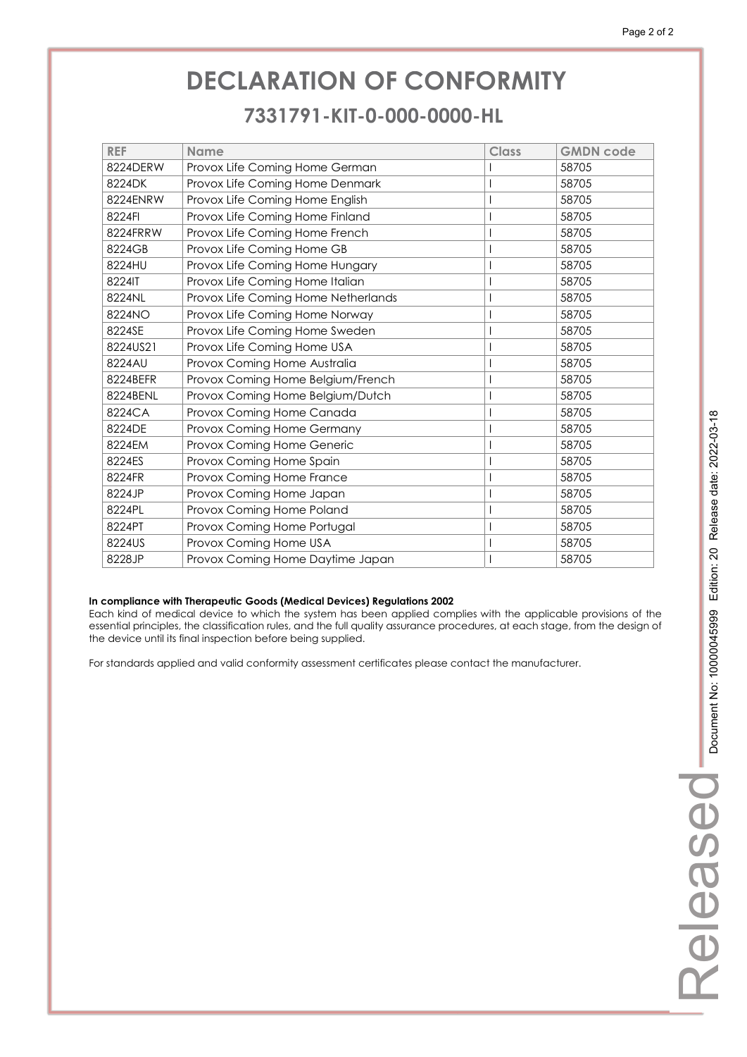# DECLARATION OF CONFORMITY

## 7331791-KIT-0-000-0000-HL

| REF | Name | Class | GMDN code |
|---|---|---|---|
| 8224DERW | Provox Life Coming Home German | I | 58705 |
| 8224DK | Provox Life Coming Home Denmark | I | 58705 |
| 8224ENRW | Provox Life Coming Home English | I | 58705 |
| 8224FI | Provox Life Coming Home Finland | I | 58705 |
| 8224FRRW | Provox Life Coming Home French | I | 58705 |
| 8224GB | Provox Life Coming Home GB | I | 58705 |
| 8224HU | Provox Life Coming Home Hungary | I | 58705 |
| 8224IT | Provox Life Coming Home Italian | I | 58705 |
| 8224NL | Provox Life Coming Home Netherlands | I | 58705 |
| 8224NO | Provox Life Coming Home Norway | I | 58705 |
| 8224SE | Provox Life Coming Home Sweden | I | 58705 |
| 8224US21 | Provox Life Coming Home USA | I | 58705 |
| 8224AU | Provox Coming Home Australia | I | 58705 |
| 8224BEFR | Provox Coming Home Belgium/French | I | 58705 |
| 8224BENL | Provox Coming Home Belgium/Dutch | I | 58705 |
| 8224CA | Provox Coming Home Canada | I | 58705 |
| 8224DE | Provox Coming Home Germany | I | 58705 |
| 8224EM | Provox Coming Home Generic | I | 58705 |
| 8224ES | Provox Coming Home Spain | I | 58705 |
| 8224FR | Provox Coming Home France | I | 58705 |
| 8224JP | Provox Coming Home Japan | I | 58705 |
| 8224PL | Provox Coming Home Poland | I | 58705 |
| 8224PT | Provox Coming Home Portugal | I | 58705 |
| 8224US | Provox Coming Home USA | I | 58705 |
| 8228JP | Provox Coming Home Daytime Japan | I | 58705 |

**In compliance with Therapeutic Goods (Medical Devices) Regulations 2002**

Each kind of medical device to which the system has been applied complies with the applicable provisions of the essential principles, the classification rules, and the full quality assurance procedures, at each stage, from the design of the device until its final inspection before being supplied.

For standards applied and valid conformity assessment certificates please contact the manufacturer.

Released Document No: 1000045999 Edition: 20 Release date: 2022-03-18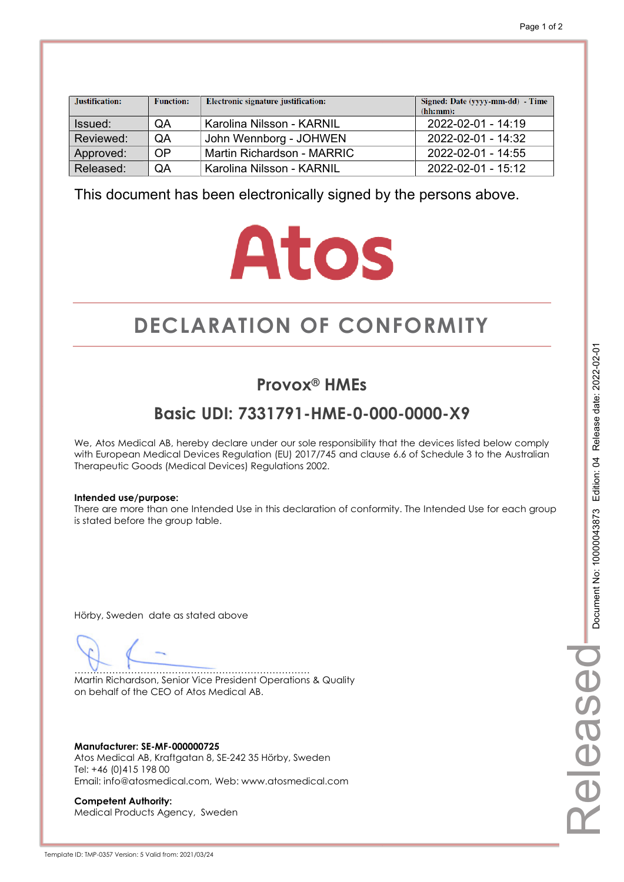| Justification: | Function: | Electronic signature justification: | Signed: Date (yyyy-mm-dd) - Time (hh:mm): |
|---|---|---|---|
| Issued: | QA | Karolina Nilsson - KARNIL | 2022-02-01 - 14:19 |
| Reviewed: | QA | John Wennborg - JOHWEN | 2022-02-01 - 14:32 |
| Approved: | OP | Martin Richardson - MARRIC | 2022-02-01 - 14:55 |
| Released: | QA | Karolina Nilsson - KARNIL | 2022-02-01 - 15:12 |

This document has been electronically signed by the persons above.

Atos

# DECLARATION OF CONFORMITY

## Provox® HMEs

## Basic UDI: 7331791-HME-0-000-0000-X9

We, Atos Medical AB, hereby declare under our sole responsibility that the devices listed below comply with European Medical Devices Regulation (EU) 2017/745 and clause 6.6 of Schedule 3 to the Australian Therapeutic Goods (Medical Devices) Regulations 2002.

**Intended use/purpose:**
There are more than one Intended Use in this declaration of conformity. The Intended Use for each group is stated before the group table.

Hörby, Sweden date as stated above

........................................................................

Martin Richardson, Senior Vice President Operations & Quality
on behalf of the CEO of Atos Medical AB.

**Manufacturer: SE-MF-000000725**
Atos Medical AB, Kraftgatan 8, SE-242 35 Hörby, Sweden
Tel: +46 (0)415 198 00
Email: info@atosmedical.com, Web: www.atosmedical.com

**Competent Authority:**
Medical Products Agency, Sweden

Document No: 10000043873 Edition: 04 Release date: 2022-02-01

Released

Template ID: TMP-0357 Version: 5 Valid from: 2021/03/24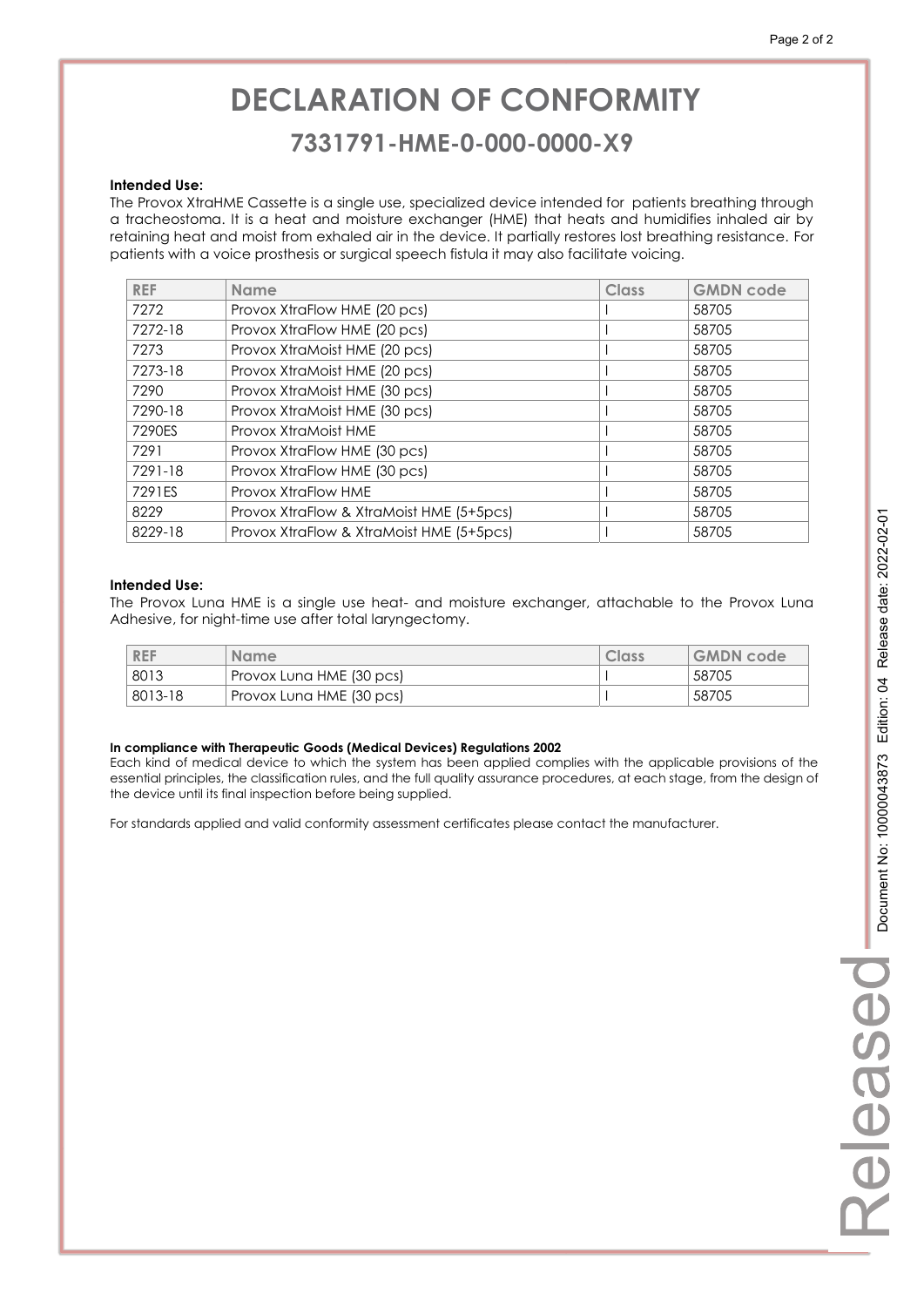# DECLARATION OF CONFORMITY

## 7331791-HME-0-000-0000-X9

**Intended Use:**
The Provox XtraHME Cassette is a single use, specialized device intended for patients breathing through a tracheostoma. It is a heat and moisture exchanger (HME) that heats and humidifies inhaled air by retaining heat and moist from exhaled air in the device. It partially restores lost breathing resistance. For patients with a voice prosthesis or surgical speech fistula it may also facilitate voicing.

| REF | Name | Class | GMDN code |
|---|---|---|---|
| 7272 | Provox XtraFlow HME (20 pcs) | I | 58705 |
| 7272-18 | Provox XtraFlow HME (20 pcs) | I | 58705 |
| 7273 | Provox XtraMoist HME (20 pcs) | I | 58705 |
| 7273-18 | Provox XtraMoist HME (20 pcs) | I | 58705 |
| 7290 | Provox XtraMoist HME (30 pcs) | I | 58705 |
| 7290-18 | Provox XtraMoist HME (30 pcs) | I | 58705 |
| 7290ES | Provox XtraMoist HME | I | 58705 |
| 7291 | Provox XtraFlow HME (30 pcs) | I | 58705 |
| 7291-18 | Provox XtraFlow HME (30 pcs) | I | 58705 |
| 7291ES | Provox XtraFlow HME | I | 58705 |
| 8229 | Provox XtraFlow & XtraMoist HME (5+5pcs) | I | 58705 |
| 8229-18 | Provox XtraFlow & XtraMoist HME (5+5pcs) | I | 58705 |

**Intended Use:**
The Provox Luna HME is a single use heat- and moisture exchanger, attachable to the Provox Luna Adhesive, for night-time use after total laryngectomy.

| REF | Name | Class | GMDN code |
|---|---|---|---|
| 8013 | Provox Luna HME (30 pcs) | I | 58705 |
| 8013-18 | Provox Luna HME (30 pcs) | I | 58705 |

**In compliance with Therapeutic Goods (Medical Devices) Regulations 2002**
Each kind of medical device to which the system has been applied complies with the applicable provisions of the essential principles, the classification rules, and the full quality assurance procedures, at each stage, from the design of the device until its final inspection before being supplied.

For standards applied and valid conformity assessment certificates please contact the manufacturer.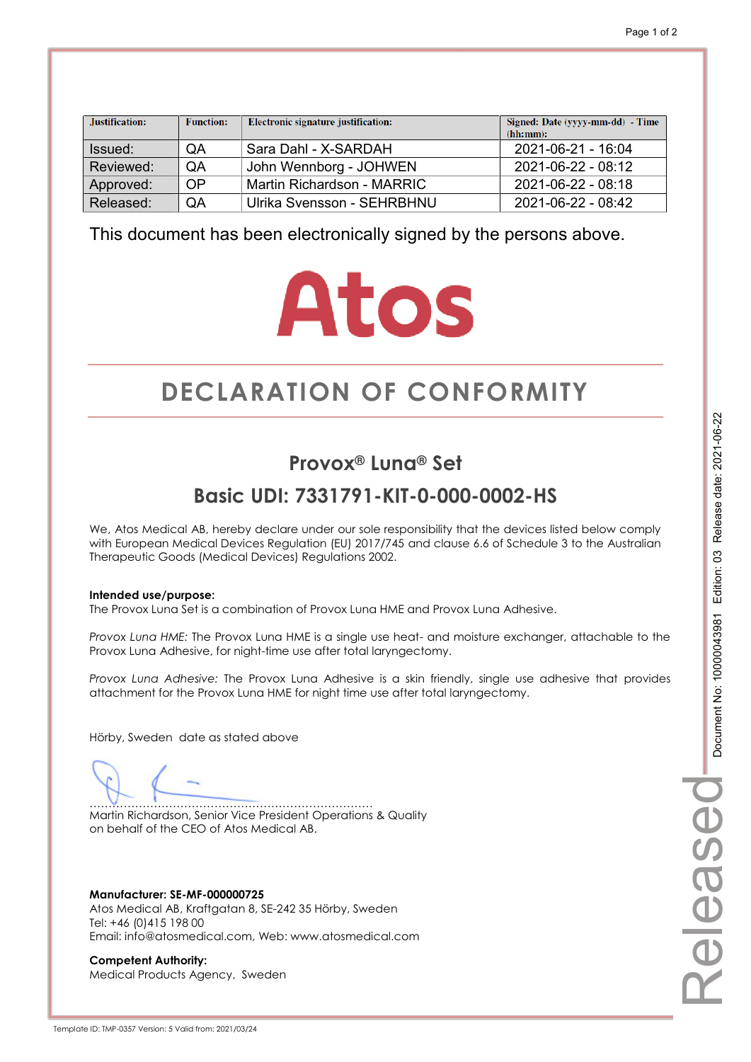| Justification: | Function: | Electronic signature justification: | Signed: Date (yyyy-mm-dd) - Time (hh:mm): |
|---|---|---|---|
| Issued: | QA | Sara Dahl - X-SARDAH | 2021-06-21 - 16:04 |
| Reviewed: | QA | John Wennborg - JOHWEN | 2021-06-22 - 08:12 |
| Approved: | OP | Martin Richardson - MARRIC | 2021-06-22 - 08:18 |
| Released: | QA | Ulrika Svensson - SEHRBHNU | 2021-06-22 - 08:42 |

This document has been electronically signed by the persons above.

Atos

# DECLARATION OF CONFORMITY

## Provox® Luna® Set

## Basic UDI: 7331791-KIT-0-000-0002-HS

We, Atos Medical AB, hereby declare under our sole responsibility that the devices listed below comply with European Medical Devices Regulation (EU) 2017/745 and clause 6.6 of Schedule 3 to the Australian Therapeutic Goods (Medical Devices) Regulations 2002.

**Intended use/purpose:**
The Provox Luna Set is a combination of Provox Luna HME and Provox Luna Adhesive.

*Provox Luna HME:* The Provox Luna HME is a single use heat- and moisture exchanger, attachable to the Provox Luna Adhesive, for night-time use after total laryngectomy.

*Provox Luna Adhesive:* The Provox Luna Adhesive is a skin friendly, single use adhesive that provides attachment for the Provox Luna HME for night time use after total laryngectomy.

Hörby, Sweden date as stated above

.........................................................................
Martin Richardson, Senior Vice President Operations & Quality
on behalf of the CEO of Atos Medical AB.

**Manufacturer: SE-MF-000000725**
Atos Medical AB, Kraftgatan 8, SE-242 35 Hörby, Sweden
Tel: +46 (0)415 198 00
Email: info@atosmedical.com, Web: www.atosmedical.com

**Competent Authority:**
Medical Products Agency, Sweden

Document No: 10000043981 Edition: 03 Release date: 2021-06-22

Released

Template ID: TMP-0357 Version: 5 Valid from: 2021/03/24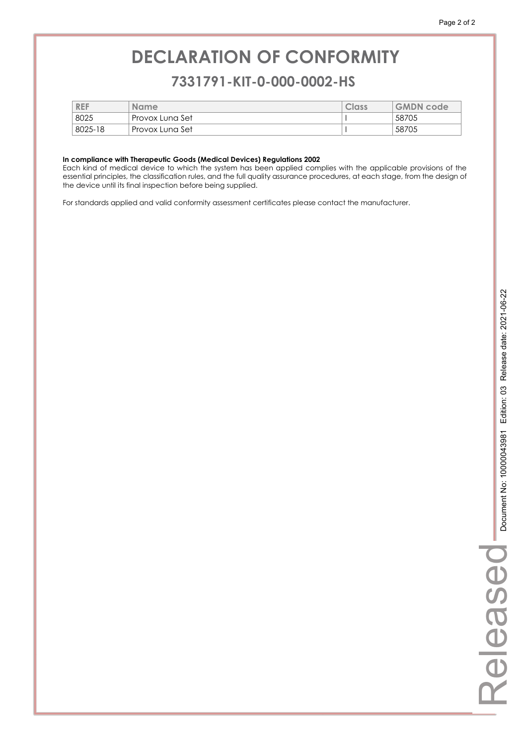# DECLARATION OF CONFORMITY

## 7331791-KIT-0-000-0002-HS

| REF | Name | Class | GMDN code |
|---|---|---|---|
| 8025 | Provox Luna Set | I | 58705 |
| 8025-18 | Provox Luna Set | I | 58705 |

**In compliance with Therapeutic Goods (Medical Devices) Regulations 2002**
Each kind of medical device to which the system has been applied complies with the applicable provisions of the essential principles, the classification rules, and the full quality assurance procedures, at each stage, from the design of the device until its final inspection before being supplied.

For standards applied and valid conformity assessment certificates please contact the manufacturer.

Released Document No: 10000043981 Edition: 03 Release date: 2021-06-22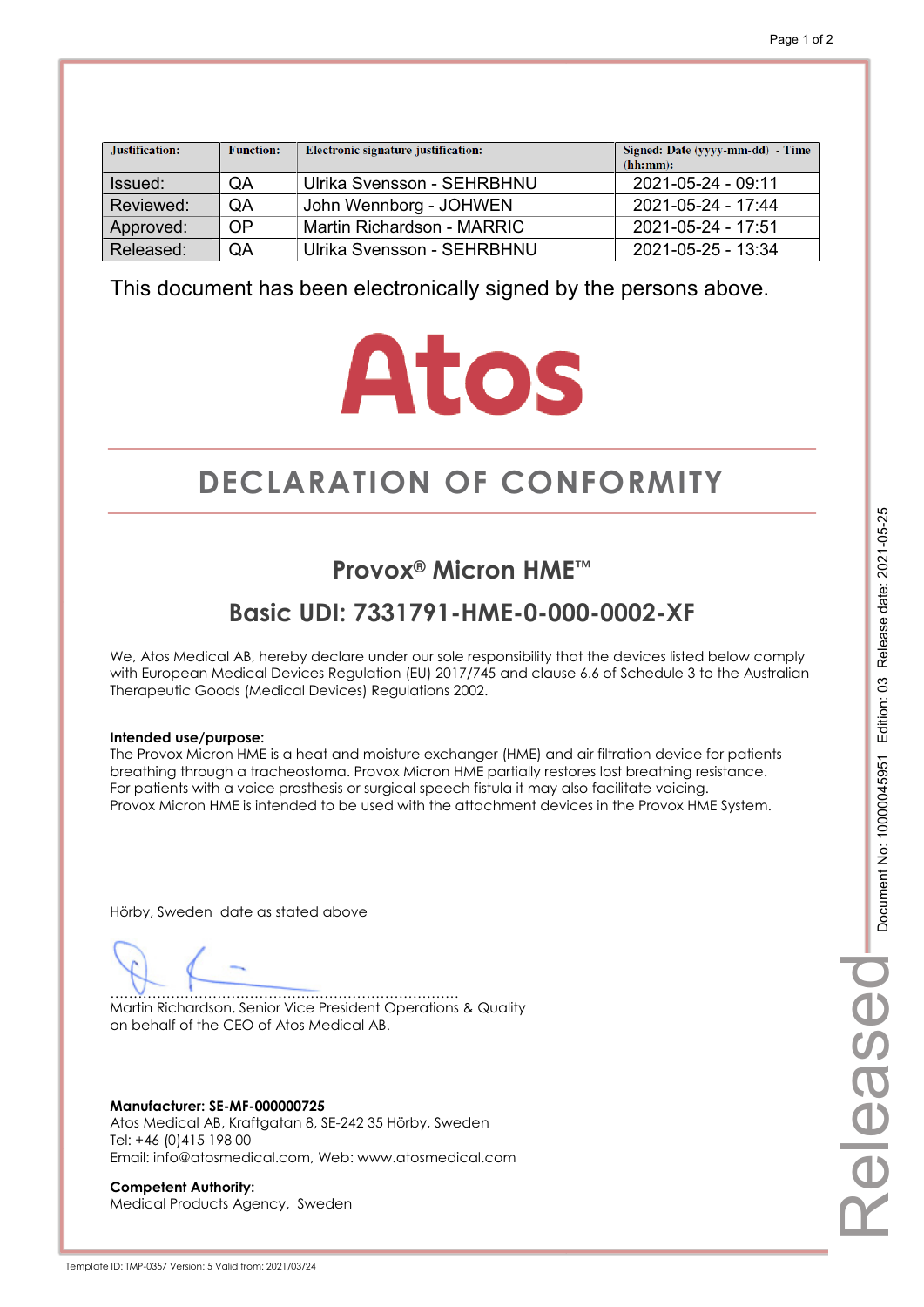| Justification: | Function: | Electronic signature justification: | Signed: Date (yyyy-mm-dd) - Time (hh:mm): |
|---|---|---|---|
| Issued: | QA | Ulrika Svensson - SEHRBHNU | 2021-05-24 - 09:11 |
| Reviewed: | QA | John Wennborg - JOHWEN | 2021-05-24 - 17:44 |
| Approved: | OP | Martin Richardson - MARRIC | 2021-05-24 - 17:51 |
| Released: | QA | Ulrika Svensson - SEHRBHNU | 2021-05-25 - 13:34 |

This document has been electronically signed by the persons above.

Atos

# DECLARATION OF CONFORMITY

## Provox® Micron HME™

## Basic UDI: 7331791-HME-0-000-0002-XF

We, Atos Medical AB, hereby declare under our sole responsibility that the devices listed below comply with European Medical Devices Regulation (EU) 2017/745 and clause 6.6 of Schedule 3 to the Australian Therapeutic Goods (Medical Devices) Regulations 2002.

**Intended use/purpose:**
The Provox Micron HME is a heat and moisture exchanger (HME) and air filtration device for patients breathing through a tracheostoma. Provox Micron HME partially restores lost breathing resistance. For patients with a voice prosthesis or surgical speech fistula it may also facilitate voicing. Provox Micron HME is intended to be used with the attachment devices in the Provox HME System.

Hörby, Sweden date as stated above

...........................................................................
Martin Richardson, Senior Vice President Operations & Quality
on behalf of the CEO of Atos Medical AB.

**Manufacturer: SE-MF-000000725**
Atos Medical AB, Kraftgatan 8, SE-242 35 Hörby, Sweden
Tel: +46 (0)415 198 00
Email: info@atosmedical.com, Web: www.atosmedical.com

**Competent Authority:**
Medical Products Agency, Sweden

Document No: 10000045951 Edition: 03 Release date: 2021-05-25

Released

Template ID: TMP-0357 Version: 5 Valid from: 2021/03/24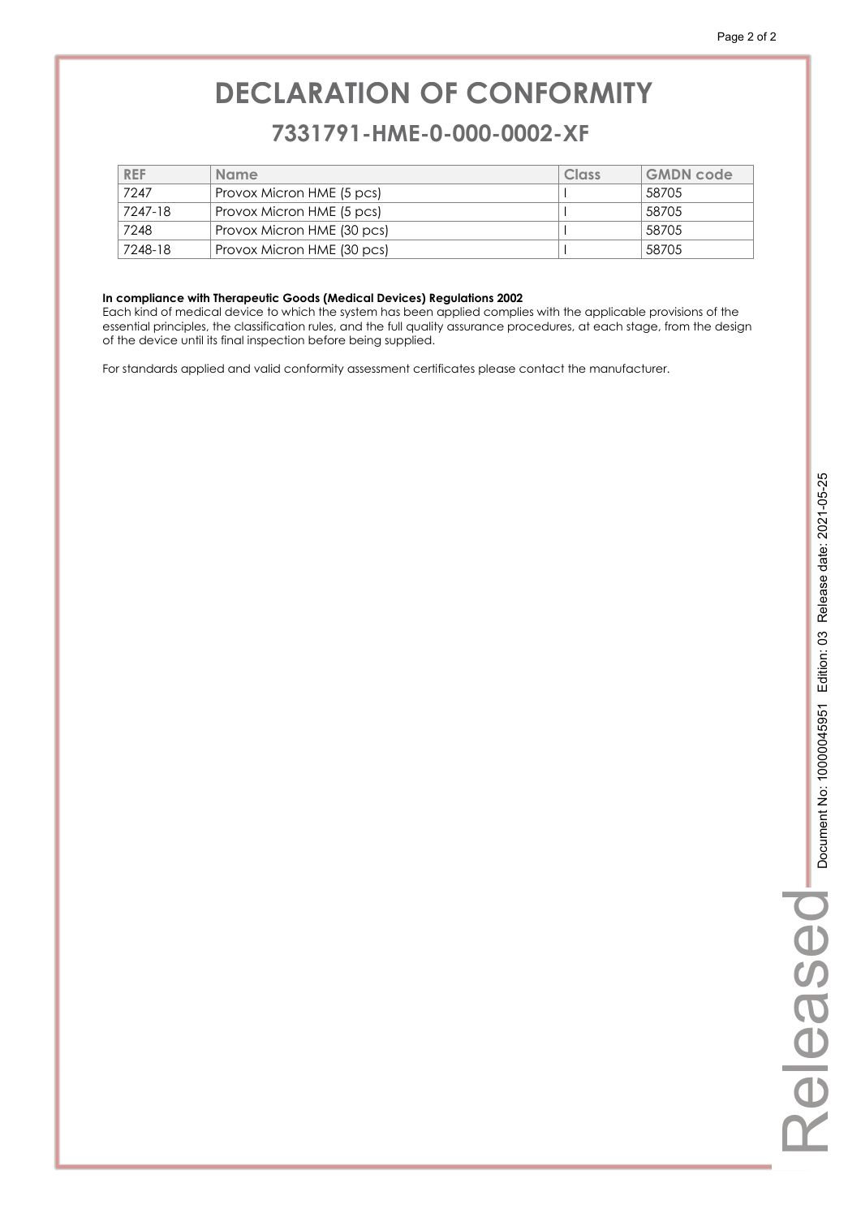# DECLARATION OF CONFORMITY

## 7331791-HME-0-000-0002-XF

| REF | Name | Class | GMDN code |
|---|---|---|---|
| 7247 | Provox Micron HME (5 pcs) | I | 58705 |
| 7247-18 | Provox Micron HME (5 pcs) | I | 58705 |
| 7248 | Provox Micron HME (30 pcs) | I | 58705 |
| 7248-18 | Provox Micron HME (30 pcs) | I | 58705 |

**In compliance with Therapeutic Goods (Medical Devices) Regulations 2002**
Each kind of medical device to which the system has been applied complies with the applicable provisions of the essential principles, the classification rules, and the full quality assurance procedures, at each stage, from the design of the device until its final inspection before being supplied.

For standards applied and valid conformity assessment certificates please contact the manufacturer.

Released Document No: 10000045951 Edition: 03 Release date: 2021-05-25